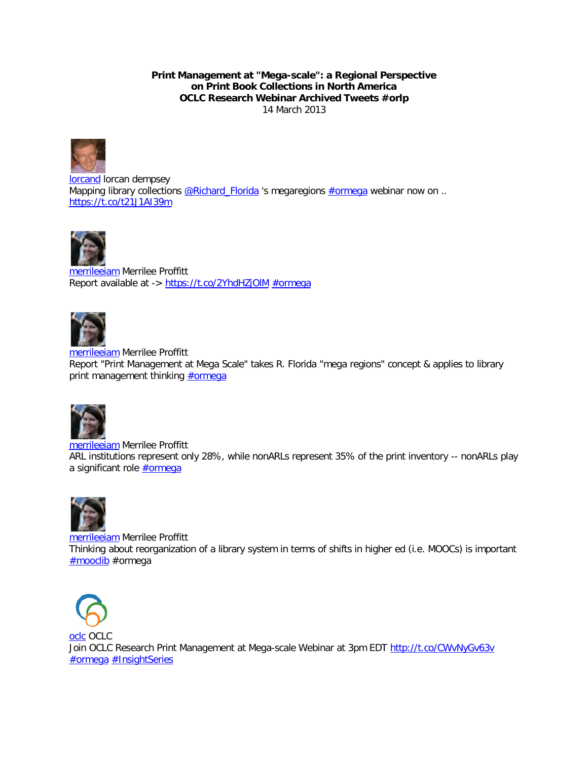**Print Management at "Mega-scale": a Regional Perspective on Print Book Collections in North America**
**OCLC Research Webinar Archived Tweets #orlp**
14 March 2013

lorcand lorcan dempsey
Mapping library collections @Richard_Florida 's megaregions #ormega webinar now on .. https://t.co/t21J1AI39m

merrileeiam Merrilee Proffitt
Report available at -> https://t.co/2YhdHZjOlM #ormega

merrileeiam Merrilee Proffitt
Report "Print Management at Mega Scale" takes R. Florida "mega regions" concept & applies to library print management thinking #ormega

merrileeiam Merrilee Proffitt
ARL institutions represent only 28%, while nonARLs represent 35% of the print inventory -- nonARLs play a significant role #ormega

merrileeiam Merrilee Proffitt
Thinking about reorganization of a library system in terms of shifts in higher ed (i.e. MOOCs) is important #mooclib #ormega

oclc OCLC
Join OCLC Research Print Management at Mega-scale Webinar at 3pm EDT http://t.co/CWvNyGv63v #ormega #InsightSeries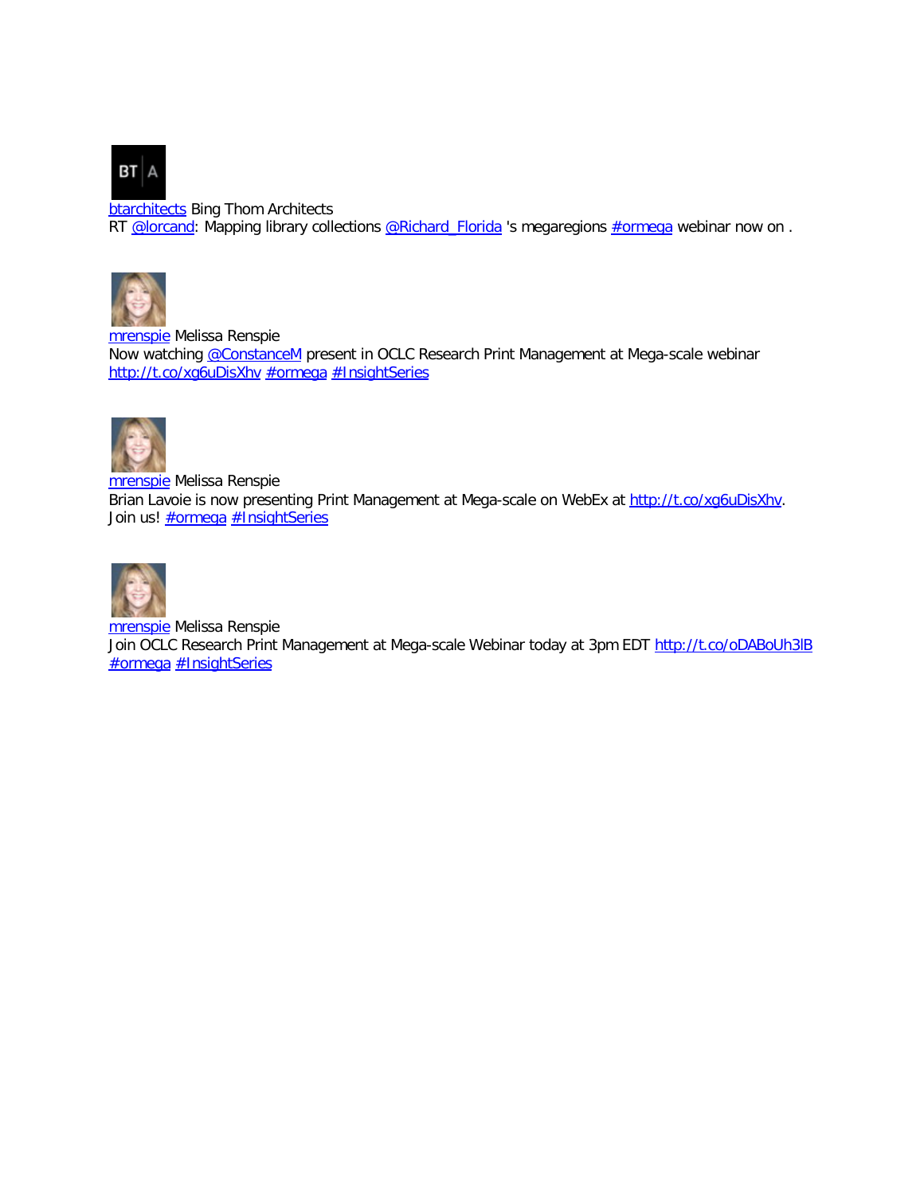btarchitects Bing Thom Architects
RT @lorcand: Mapping library collections @Richard_Florida 's megaregions #ormega webinar now on .

mrenspie Melissa Renspie
Now watching @ConstanceM present in OCLC Research Print Management at Mega-scale webinar http://t.co/xg6uDisXhv #ormega #InsightSeries

mrenspie Melissa Renspie
Brian Lavoie is now presenting Print Management at Mega-scale on WebEx at http://t.co/xg6uDisXhv. Join us! #ormega #InsightSeries

mrenspie Melissa Renspie
Join OCLC Research Print Management at Mega-scale Webinar today at 3pm EDT http://t.co/oDABoUh3lB #ormega #InsightSeries